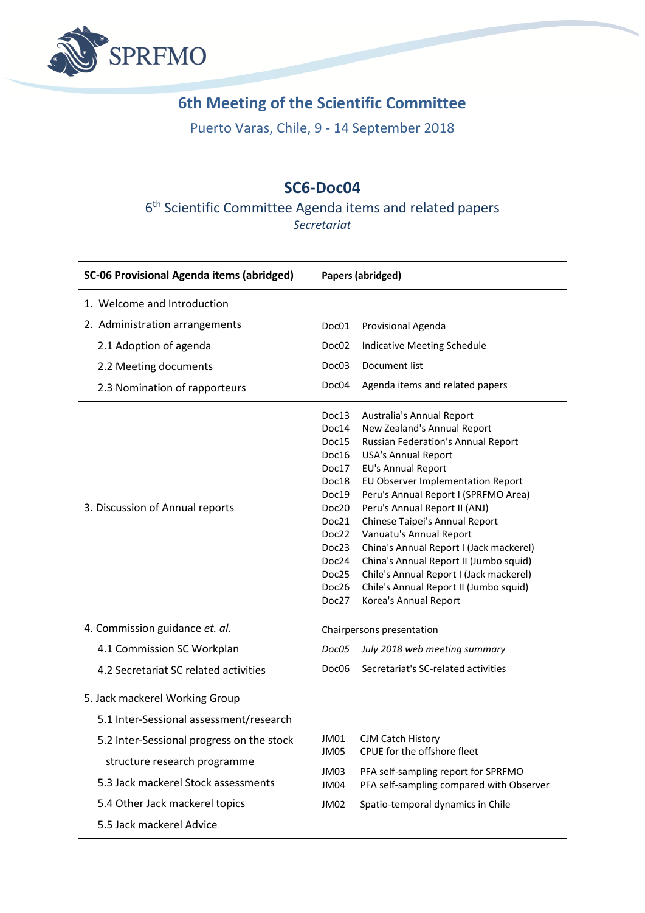SPRFMO

# 6th Meeting of the Scientific Committee

Puerto Varas, Chile, 9 - 14 September 2018

## SC6-Doc04

6th Scientific Committee Agenda items and related papers

*Secretariat*

| SC-06 Provisional Agenda items (abridged) | Papers (abridged) |
|---|---|
| 1. Welcome and Introduction<br>2. Administration arrangements<br>2.1 Adoption of agenda<br>2.2 Meeting documents<br>2.3 Nomination of rapporteurs | Doc01 Provisional Agenda<br>Doc02 Indicative Meeting Schedule<br>Doc03 Document list<br>Doc04 Agenda items and related papers |
| 3. Discussion of Annual reports | Doc13 Australia's Annual Report<br>Doc14 New Zealand's Annual Report<br>Doc15 Russian Federation's Annual Report<br>Doc16 USA's Annual Report<br>Doc17 EU's Annual Report<br>Doc18 EU Observer Implementation Report<br>Doc19 Peru's Annual Report I (SPRFMO Area)<br>Doc20 Peru's Annual Report II (ANJ)<br>Doc21 Chinese Taipei's Annual Report<br>Doc22 Vanuatu's Annual Report<br>Doc23 China's Annual Report I (Jack mackerel)<br>Doc24 China's Annual Report II (Jumbo squid)<br>Doc25 Chile's Annual Report I (Jack mackerel)<br>Doc26 Chile's Annual Report II (Jumbo squid)<br>Doc27 Korea's Annual Report |
| 4. Commission guidance *et. al.*<br>4.1 Commission SC Workplan<br>4.2 Secretariat SC related activities | Chairpersons presentation<br>*Doc05 July 2018 web meeting summary*<br>Doc06 Secretariat's SC-related activities |
| 5. Jack mackerel Working Group<br>5.1 Inter-Sessional assessment/research<br>5.2 Inter-Sessional progress on the stock structure research programme<br>5.3 Jack mackerel Stock assessments<br>5.4 Other Jack mackerel topics<br>5.5 Jack mackerel Advice | JM01 CJM Catch History<br>JM05 CPUE for the offshore fleet<br>JM03 PFA self-sampling report for SPRFMO<br>JM04 PFA self-sampling compared with Observer<br>JM02 Spatio-temporal dynamics in Chile |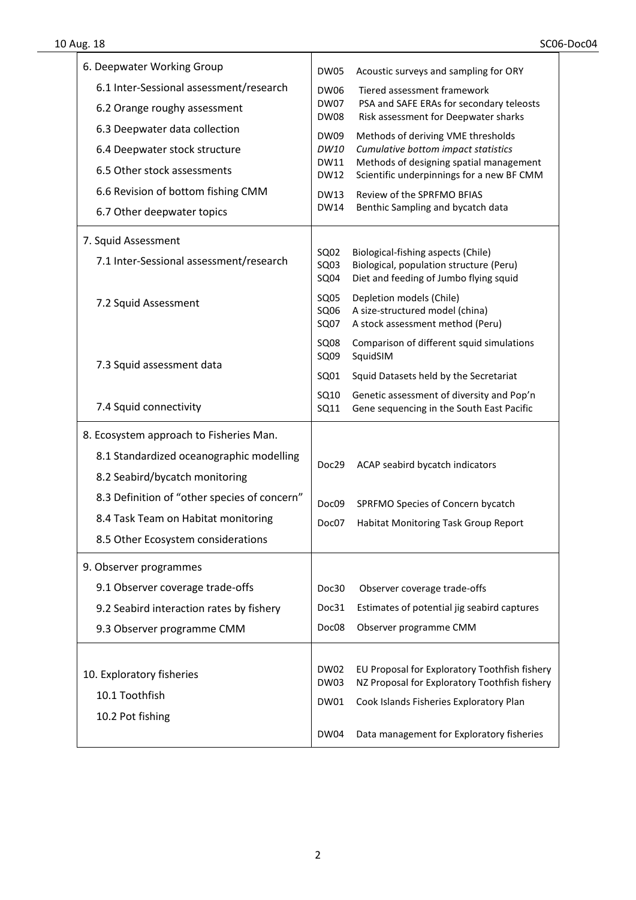| | |
|---|---|
| 6. Deepwater Working Group<br>6.1 Inter-Sessional assessment/research<br>6.2 Orange roughy assessment<br>6.3 Deepwater data collection<br>6.4 Deepwater stock structure<br>6.5 Other stock assessments<br>6.6 Revision of bottom fishing CMM<br>6.7 Other deepwater topics | DW05 Acoustic surveys and sampling for ORY<br>DW06 Tiered assessment framework<br>DW07 PSA and SAFE ERAs for secondary teleosts<br>DW08 Risk assessment for Deepwater sharks<br>DW09 Methods of deriving VME thresholds<br>*DW10 Cumulative bottom impact statistics*<br>DW11 Methods of designing spatial management<br>DW12 Scientific underpinnings for a new BF CMM<br>DW13 Review of the SPRFMO BFIAS<br>DW14 Benthic Sampling and bycatch data |
| 7. Squid Assessment<br>7.1 Inter-Sessional assessment/research<br>7.2 Squid Assessment<br>7.3 Squid assessment data<br>7.4 Squid connectivity | SQ02 Biological-fishing aspects (Chile)<br>SQ03 Biological, population structure (Peru)<br>SQ04 Diet and feeding of Jumbo flying squid<br>SQ05 Depletion models (Chile)<br>SQ06 A size-structured model (china)<br>SQ07 A stock assessment method (Peru)<br>SQ08 Comparison of different squid simulations<br>SQ09 SquidSIM<br>SQ01 Squid Datasets held by the Secretariat<br>SQ10 Genetic assessment of diversity and Pop'n<br>SQ11 Gene sequencing in the South East Pacific |
| 8. Ecosystem approach to Fisheries Man.<br>8.1 Standardized oceanographic modelling<br>8.2 Seabird/bycatch monitoring<br>8.3 Definition of "other species of concern"<br>8.4 Task Team on Habitat monitoring<br>8.5 Other Ecosystem considerations | Doc29 ACAP seabird bycatch indicators<br>Doc09 SPRFMO Species of Concern bycatch<br>Doc07 Habitat Monitoring Task Group Report |
| 9. Observer programmes<br>9.1 Observer coverage trade-offs<br>9.2 Seabird interaction rates by fishery<br>9.3 Observer programme CMM | Doc30 Observer coverage trade-offs<br>Doc31 Estimates of potential jig seabird captures<br>Doc08 Observer programme CMM |
| 10. Exploratory fisheries<br>10.1 Toothfish<br>10.2 Pot fishing | DW02 EU Proposal for Exploratory Toothfish fishery<br>DW03 NZ Proposal for Exploratory Toothfish fishery<br>DW01 Cook Islands Fisheries Exploratory Plan<br>DW04 Data management for Exploratory fisheries |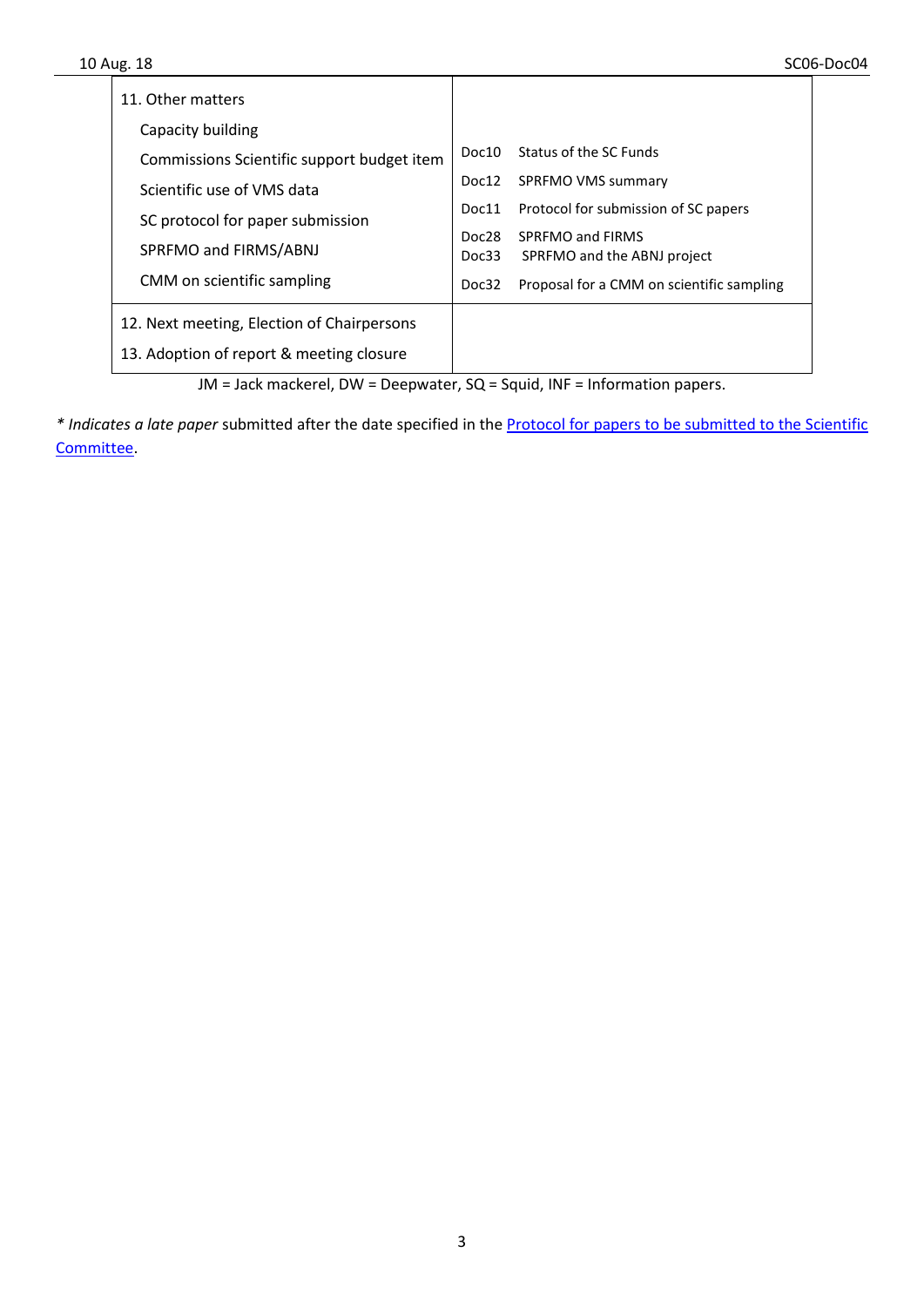| | |
|---|---|
| 11. Other matters | |
| Capacity building | |
| Commissions Scientific support budget item | Doc10 Status of the SC Funds |
| Scientific use of VMS data | Doc12 SPRFMO VMS summary |
| SC protocol for paper submission | Doc11 Protocol for submission of SC papers |
| SPRFMO and FIRMS/ABNJ | Doc28 SPRFMO and FIRMS<br>Doc33 SPRFMO and the ABNJ project |
| CMM on scientific sampling | Doc32 Proposal for a CMM on scientific sampling |
| 12. Next meeting, Election of Chairpersons | |
| 13. Adoption of report & meeting closure | |

JM = Jack mackerel, DW = Deepwater, SQ = Squid, INF = Information papers.

* *Indicates a late paper* submitted after the date specified in the Protocol for papers to be submitted to the Scientific Committee.